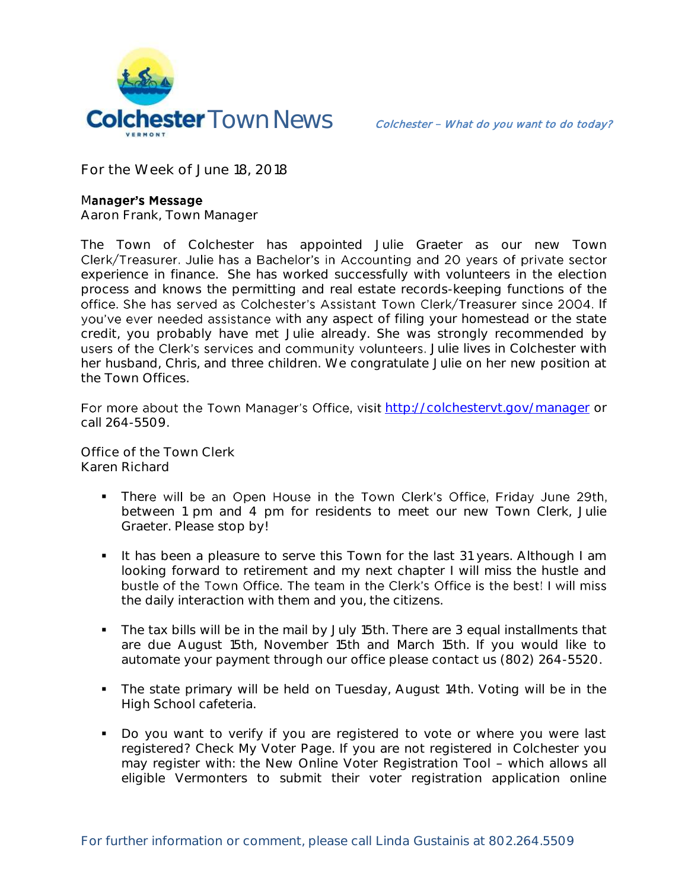# Colchester Town News

*Colchester – What do you want to do today?*

For the Week of June 18, 2018

**Manager's Message**
Aaron Frank, Town Manager

The Town of Colchester has appointed Julie Graeter as our new Town Clerk/Treasurer. Julie has a Bachelor's in Accounting and 20 years of private sector experience in finance. She has worked successfully with volunteers in the election process and knows the permitting and real estate records-keeping functions of the office. She has served as Colchester's Assistant Town Clerk/Treasurer since 2004. If you've ever needed assistance with any aspect of filing your homestead or the state credit, you probably have met Julie already. She was strongly recommended by users of the Clerk's services and community volunteers. Julie lives in Colchester with her husband, Chris, and three children. We congratulate Julie on her new position at the Town Offices.

For more about the Town Manager's Office, visit [http://colchestervt.gov/manager](http://colchestervt.gov/manager) or call 264-5509.

Office of the Town Clerk
Karen Richard

- There will be an Open House in the Town Clerk's Office, Friday June 29th, between 1 pm and 4 pm for residents to meet our new Town Clerk, Julie Graeter. Please stop by!
- It has been a pleasure to serve this Town for the last 31 years. Although I am looking forward to retirement and my next chapter I will miss the hustle and bustle of the Town Office. The team in the Clerk's Office is the best! I will miss the daily interaction with them and you, the citizens.
- The tax bills will be in the mail by July 15th. There are 3 equal installments that are due August 15th, November 15th and March 15th. If you would like to automate your payment through our office please contact us (802) 264-5520.
- The state primary will be held on Tuesday, August 14th. Voting will be in the High School cafeteria.
- Do you want to verify if you are registered to vote or where you were last registered? Check My Voter Page. If you are not registered in Colchester you may register with: the New Online Voter Registration Tool – which allows all eligible Vermonters to submit their voter registration application online

For further information or comment, please call Linda Gustainis at 802.264.5509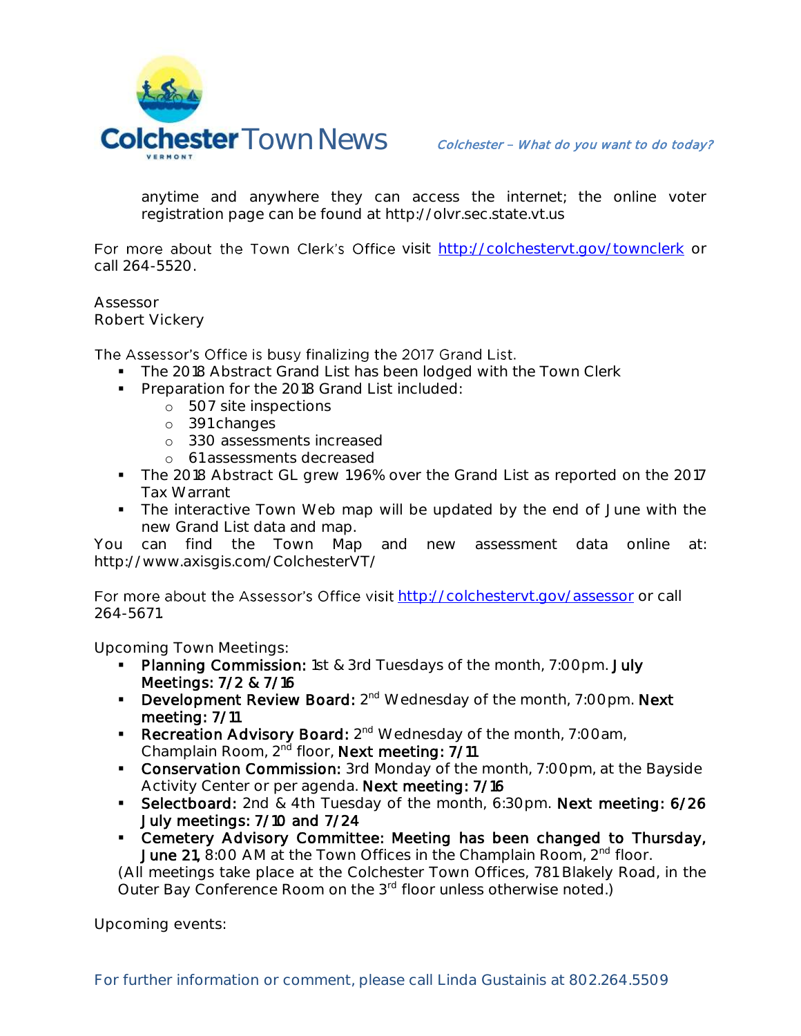anytime and anywhere they can access the internet; the online voter registration page can be found at http://olvr.sec.state.vt.us

For more about the Town Clerk's Office visit http://colchestervt.gov/townclerk or call 264-5520.

Assessor
Robert Vickery

The Assessor's Office is busy finalizing the 2017 Grand List.

- The 2018 Abstract Grand List has been lodged with the Town Clerk
- Preparation for the 2018 Grand List included:
  - 507 site inspections
  - 391 changes
  - 330 assessments increased
  - 61 assessments decreased
- The 2018 Abstract GL grew 1.96% over the Grand List as reported on the 2017 Tax Warrant
- The interactive Town Web map will be updated by the end of June with the new Grand List data and map.

You can find the Town Map and new assessment data online at: http://www.axisgis.com/ColchesterVT/

For more about the Assessor's Office visit http://colchestervt.gov/assessor or call 264-5671.

Upcoming Town Meetings:

- **Planning Commission:** 1st & 3rd Tuesdays of the month, 7:00pm. **July Meetings: 7/2 & 7/16**
- **Development Review Board:** 2nd Wednesday of the month, 7:00pm. **Next meeting: 7/11**
- **Recreation Advisory Board:** 2nd Wednesday of the month, 7:00am, Champlain Room, 2nd floor, **Next meeting: 7/11**
- **Conservation Commission:** 3rd Monday of the month, 7:00pm, at the Bayside Activity Center or per agenda. **Next meeting: 7/16**
- **Selectboard:** 2nd & 4th Tuesday of the month, 6:30pm. **Next meeting: 6/26 July meetings: 7/10 and 7/24**
- **Cemetery Advisory Committee: Meeting has been changed to Thursday, June 21,** 8:00 AM at the Town Offices in the Champlain Room, 2nd floor.

(All meetings take place at the Colchester Town Offices, 781 Blakely Road, in the Outer Bay Conference Room on the 3rd floor unless otherwise noted.)

Upcoming events: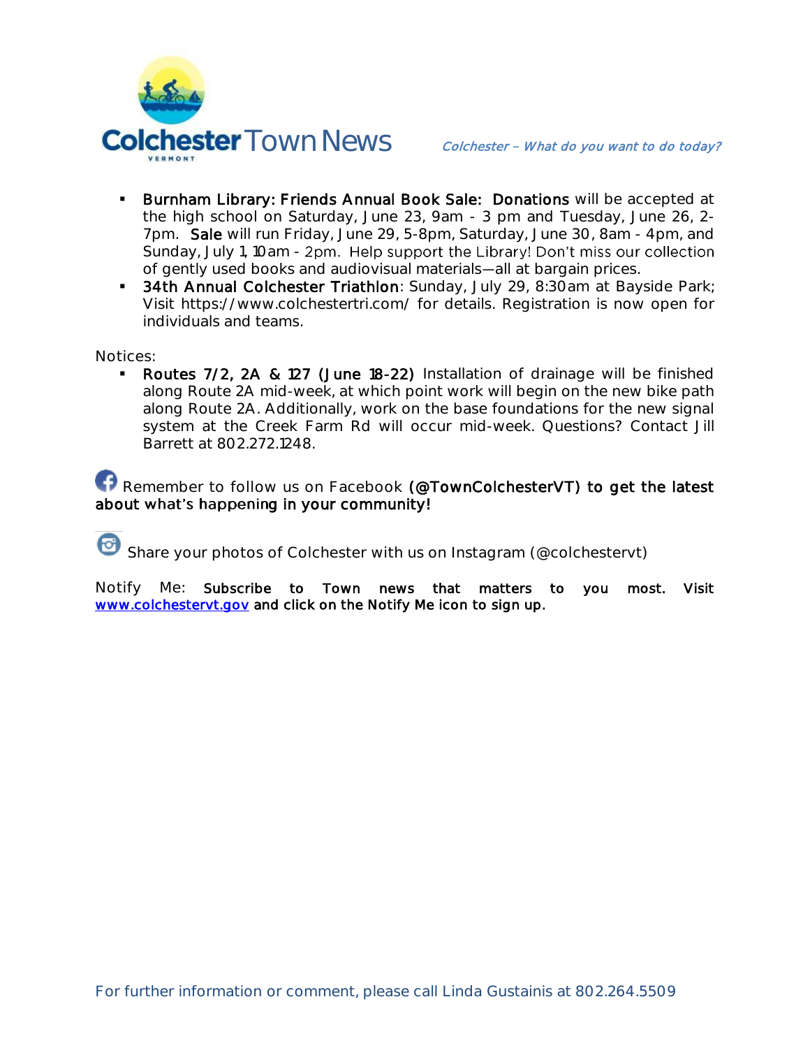- **Burnham Library: Friends Annual Book Sale: Donations** will be accepted at the high school on Saturday, June 23, 9am - 3 pm and Tuesday, June 26, 2-7pm. **Sale** will run Friday, June 29, 5-8pm, Saturday, June 30, 8am - 4pm, and Sunday, July 1, 10am - 2pm. Help support the Library! Don't miss our collection of gently used books and audiovisual materials—all at bargain prices.
- **34th Annual Colchester Triathlon**: Sunday, July 29, 8:30am at Bayside Park; Visit https://www.colchestertri.com/ for details. Registration is now open for individuals and teams.

Notices:

- **Routes 7/2, 2A & 127 (June 18-22)** Installation of drainage will be finished along Route 2A mid-week, at which point work will begin on the new bike path along Route 2A. Additionally, work on the base foundations for the new signal system at the Creek Farm Rd will occur mid-week. Questions? Contact Jill Barrett at 802.272.1248.

Remember to follow us on Facebook **(@TownColchesterVT) to get the latest about what's happening in your community!**

Share your photos of Colchester with us on Instagram (@colchestervt)

Notify Me: **Subscribe to Town news that matters to you most. Visit [www.colchestervt.gov](www.colchestervt.gov) and click on the Notify Me icon to sign up.**

For further information or comment, please call Linda Gustainis at 802.264.5509